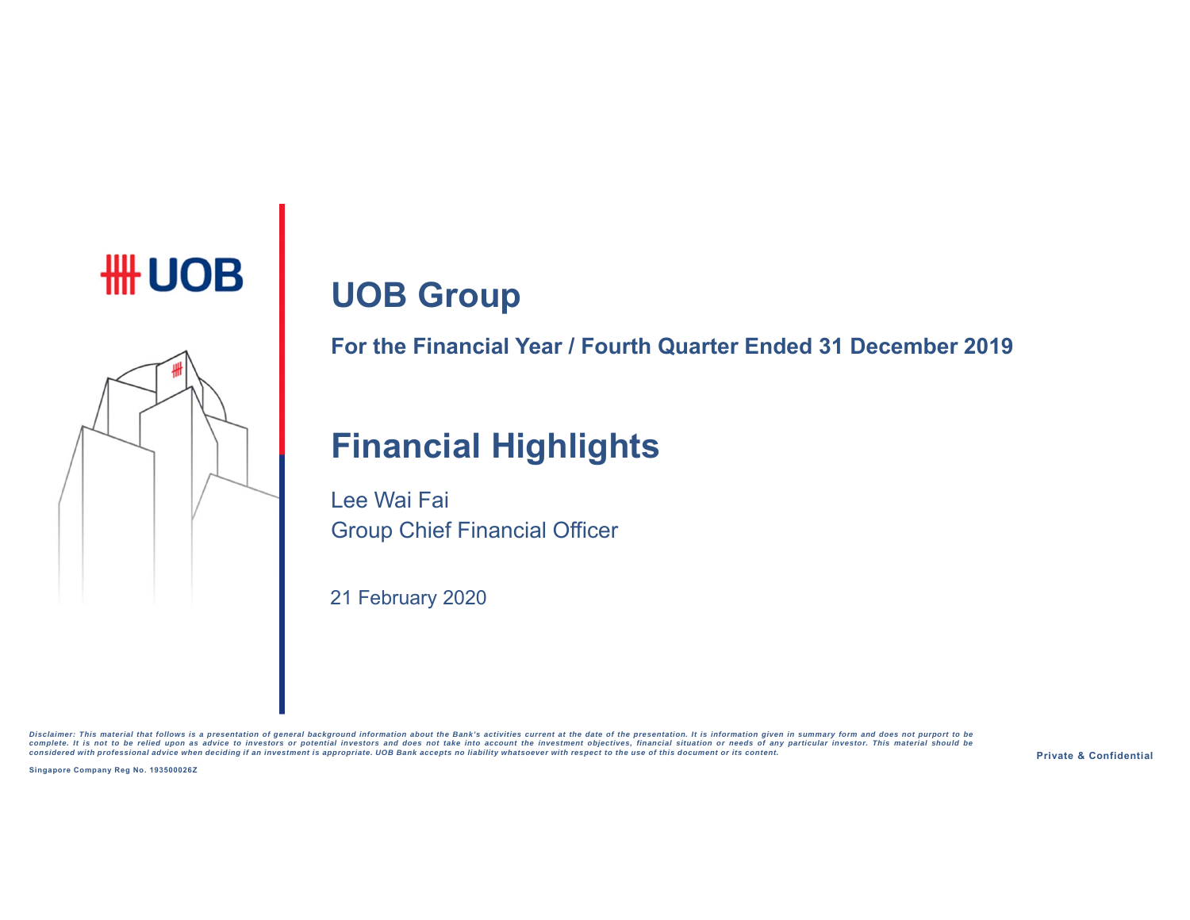UOB

# UOB Group

**For the Financial Year / Fourth Quarter Ended 31 December 2019**

# Financial Highlights

Lee Wai Fai
Group Chief Financial Officer

21 February 2020

*Disclaimer: This material that follows is a presentation of general background information about the Bank's activities current at the date of the presentation. It is information given in summary form and does not purport to be complete. It is not to be relied upon as advice to investors or potential investors and does not take into account the investment objectives, financial situation or needs of any particular investor. This material should be considered with professional advice when deciding if an investment is appropriate. UOB Bank accepts no liability whatsoever with respect to the use of this document or its content.*

**Singapore Company Reg No. 193500026Z**

**Private & Confidential**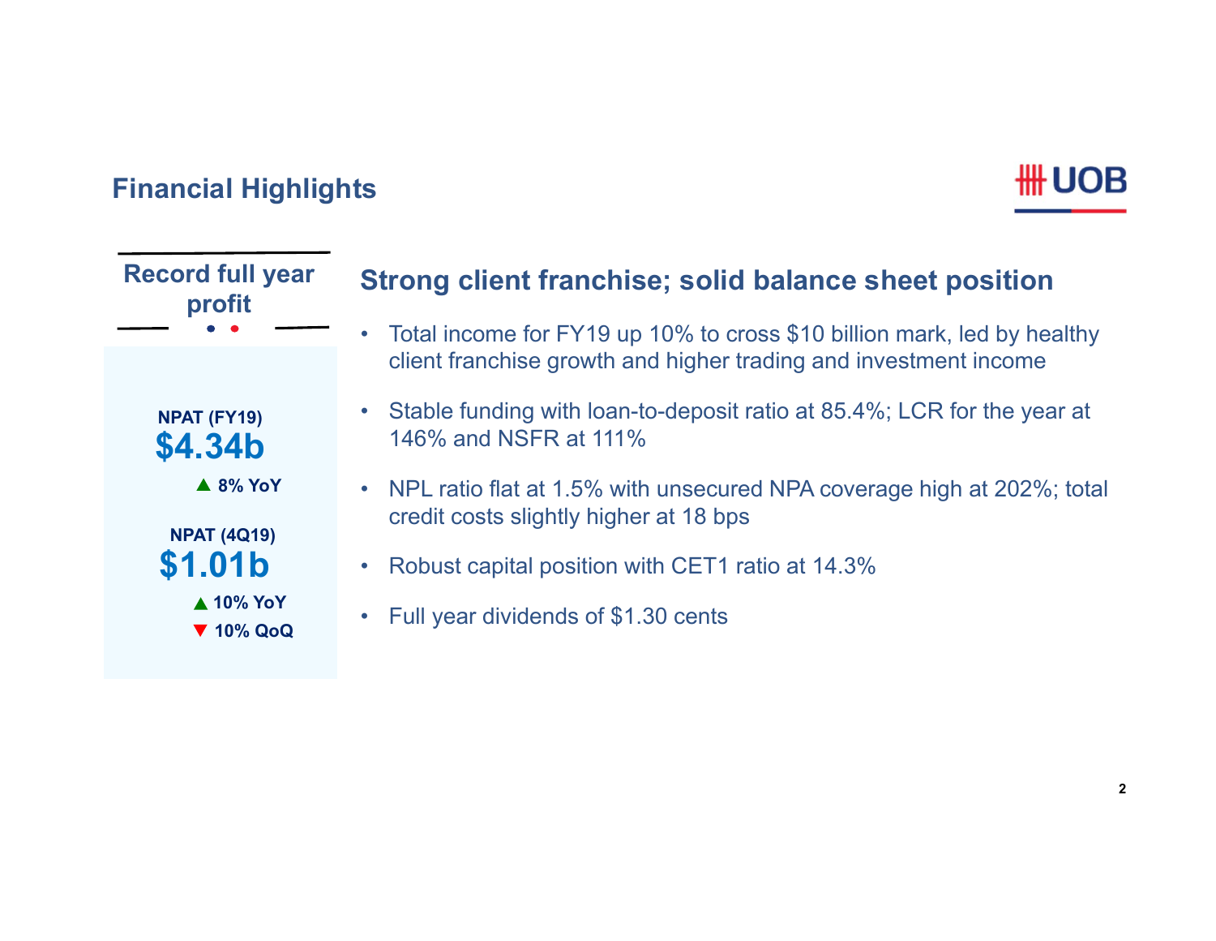# Financial Highlights

### Record full year profit

**NPAT (FY19)**
**$4.34b**
▲ 8% YoY

**NPAT (4Q19)**
**$1.01b**
▲ 10% YoY
▼ 10% QoQ

## Strong client franchise; solid balance sheet position

- Total income for FY19 up 10% to cross $10 billion mark, led by healthy client franchise growth and higher trading and investment income
- Stable funding with loan-to-deposit ratio at 85.4%; LCR for the year at 146% and NSFR at 111%
- NPL ratio flat at 1.5% with unsecured NPA coverage high at 202%; total credit costs slightly higher at 18 bps
- Robust capital position with CET1 ratio at 14.3%
- Full year dividends of $1.30 cents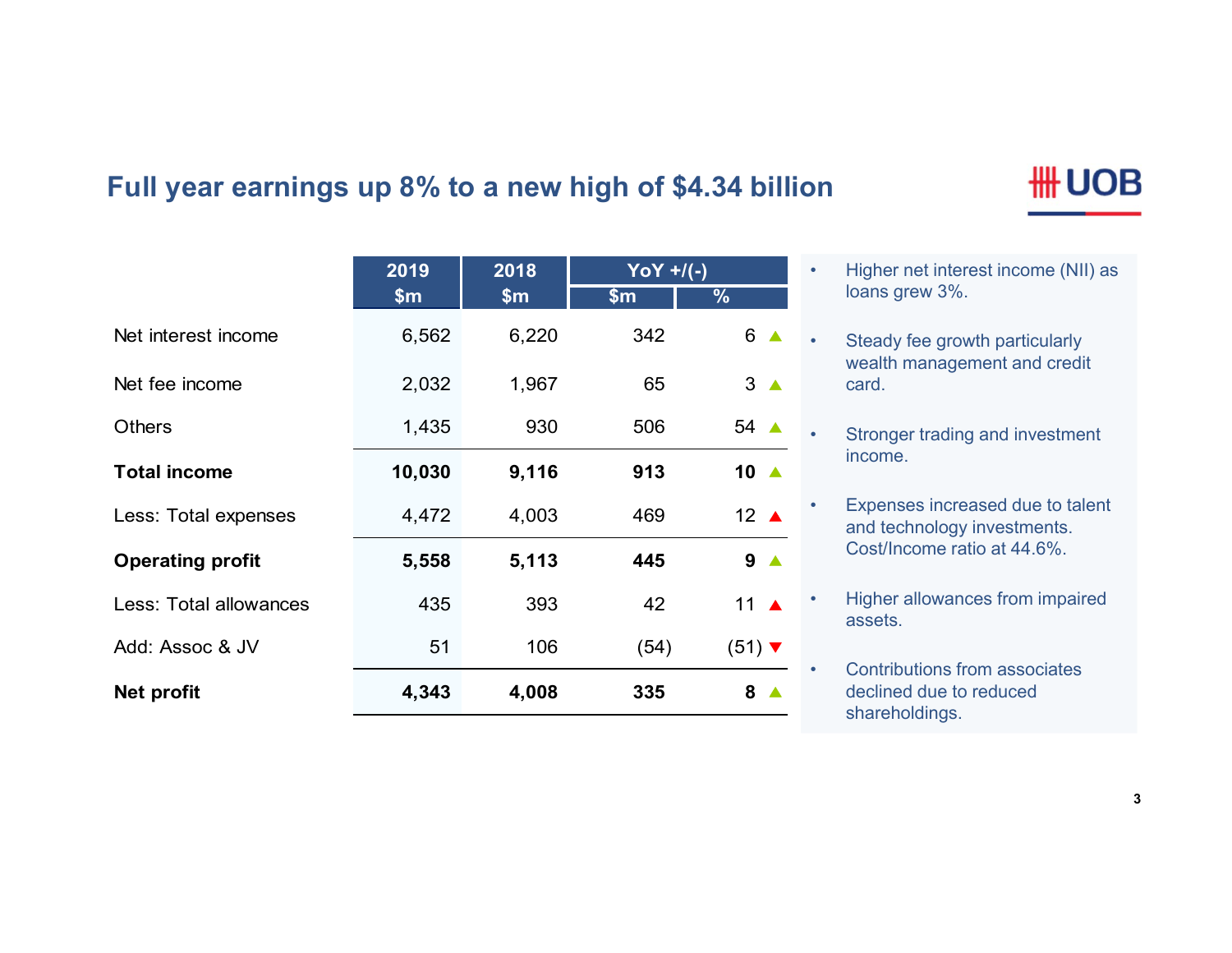# Full year earnings up 8% to a new high of $4.34 billion

UOB

| | 2019 | 2018 | YoY +/(-) | |
|---|---|---|---|---|
| | $m | $m | $m | % |
| Net interest income | 6,562 | 6,220 | 342 | 6 ▲ |
| Net fee income | 2,032 | 1,967 | 65 | 3 ▲ |
| Others | 1,435 | 930 | 506 | 54 ▲ |
| **Total income** | **10,030** | **9,116** | **913** | **10** ▲ |
| Less: Total expenses | 4,472 | 4,003 | 469 | 12 ▲ |
| **Operating profit** | **5,558** | **5,113** | **445** | **9** ▲ |
| Less: Total allowances | 435 | 393 | 42 | 11 ▲ |
| Add: Assoc & JV | 51 | 106 | (54) | (51) ▼ |
| **Net profit** | **4,343** | **4,008** | **335** | **8** ▲ |

- Higher net interest income (NII) as loans grew 3%.
- Steady fee growth particularly wealth management and credit card.
- Stronger trading and investment income.
- Expenses increased due to talent and technology investments. Cost/Income ratio at 44.6%.
- Higher allowances from impaired assets.
- Contributions from associates declined due to reduced shareholdings.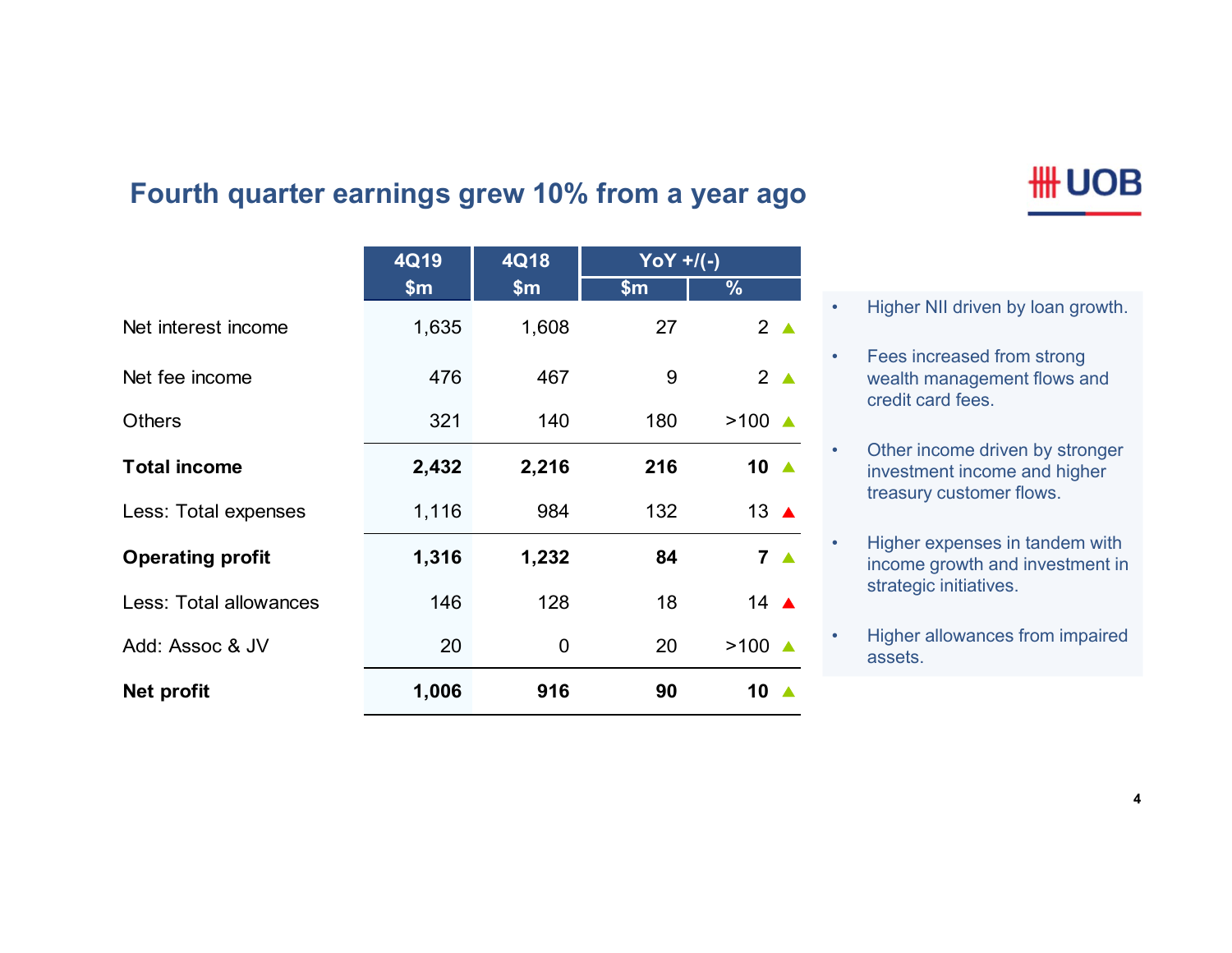# Fourth quarter earnings grew 10% from a year ago

| | 4Q19 | 4Q18 | YoY +/(-) | |
|---|---|---|---|---|
| | $m | $m | $m | % |
| Net interest income | 1,635 | 1,608 | 27 | 2 ▲ |
| Net fee income | 476 | 467 | 9 | 2 ▲ |
| Others | 321 | 140 | 180 | >100 ▲ |
| **Total income** | **2,432** | **2,216** | **216** | **10** ▲ |
| Less: Total expenses | 1,116 | 984 | 132 | 13 ▲ |
| **Operating profit** | **1,316** | **1,232** | **84** | **7** ▲ |
| Less: Total allowances | 146 | 128 | 18 | 14 ▲ |
| Add: Assoc & JV | 20 | 0 | 20 | >100 ▲ |
| **Net profit** | **1,006** | **916** | **90** | **10** ▲ |

- Higher NII driven by loan growth.
- Fees increased from strong wealth management flows and credit card fees.
- Other income driven by stronger investment income and higher treasury customer flows.
- Higher expenses in tandem with income growth and investment in strategic initiatives.
- Higher allowances from impaired assets.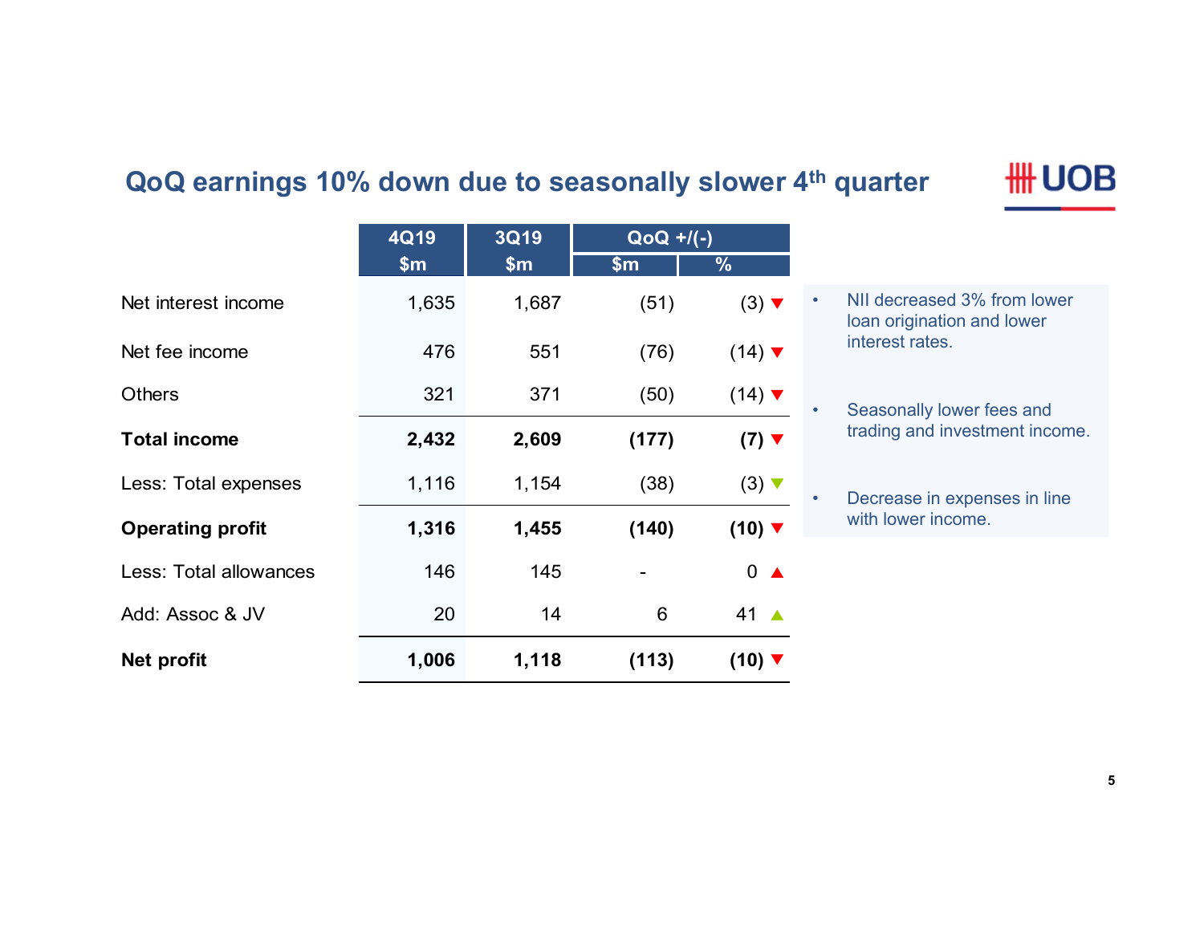## QoQ earnings 10% down due to seasonally slower 4th quarter

| | 4Q19 | 3Q19 | QoQ +/(-) | |
|---|---|---|---|---|
| | $m | $m | $m | % |
| Net interest income | 1,635 | 1,687 | (51) | (3) ▼ |
| Net fee income | 476 | 551 | (76) | (14) ▼ |
| Others | 321 | 371 | (50) | (14) ▼ |
| **Total income** | **2,432** | **2,609** | **(177)** | **(7)** ▼ |
| Less: Total expenses | 1,116 | 1,154 | (38) | (3) ▼ |
| **Operating profit** | **1,316** | **1,455** | **(140)** | **(10)** ▼ |
| Less: Total allowances | 146 | 145 | - | 0 ▲ |
| Add: Assoc & JV | 20 | 14 | 6 | 41 ▲ |
| **Net profit** | **1,006** | **1,118** | **(113)** | **(10)** ▼ |

- NII decreased 3% from lower loan origination and lower interest rates.
- Seasonally lower fees and trading and investment income.
- Decrease in expenses in line with lower income.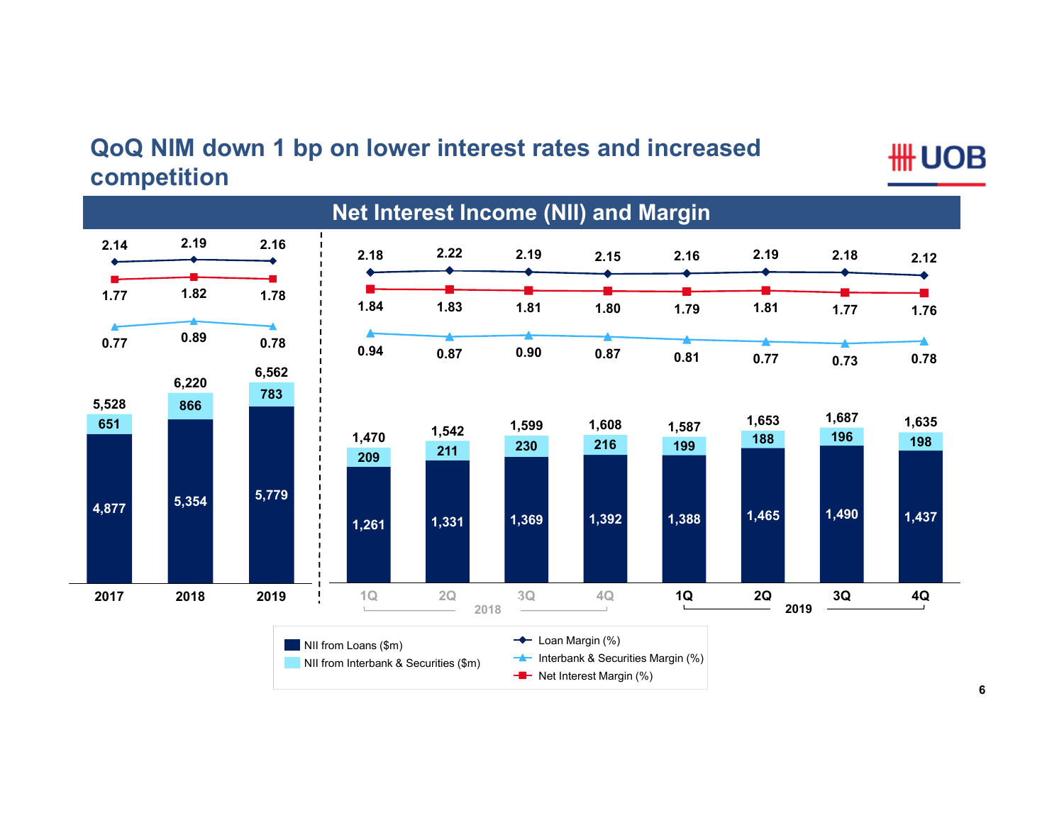# QoQ NIM down 1 bp on lower interest rates and increased competition

## Net Interest Income (NII) and Margin

**Annual**

| | 2017 | 2018 | 2019 |
|---|---|---|---|
| Loan Margin (%) | 2.14 | 2.19 | 2.16 |
| Net Interest Margin (%) | 1.77 | 1.82 | 1.78 |
| Interbank & Securities Margin (%) | 0.77 | 0.89 | 0.78 |
| NII from Loans ($m) | 4,877 | 5,354 | 5,779 |
| NII from Interbank & Securities ($m) | 651 | 866 | 783 |
| Total NII ($m) | 5,528 | 6,220 | 6,562 |

**Quarterly**

| | 1Q 2018 | 2Q 2018 | 3Q 2018 | 4Q 2018 | 1Q 2019 | 2Q 2019 | 3Q 2019 | 4Q 2019 |
|---|---|---|---|---|---|---|---|---|
| Loan Margin (%) | 2.18 | 2.22 | 2.19 | 2.15 | 2.16 | 2.19 | 2.18 | 2.12 |
| Net Interest Margin (%) | 1.84 | 1.83 | 1.81 | 1.80 | 1.79 | 1.81 | 1.77 | 1.76 |
| Interbank & Securities Margin (%) | 0.94 | 0.87 | 0.90 | 0.87 | 0.81 | 0.77 | 0.73 | 0.78 |
| NII from Loans ($m) | 1,261 | 1,331 | 1,369 | 1,392 | 1,388 | 1,465 | 1,490 | 1,437 |
| NII from Interbank & Securities ($m) | 209 | 211 | 230 | 216 | 199 | 188 | 196 | 198 |
| Total NII ($m) | 1,470 | 1,542 | 1,599 | 1,608 | 1,587 | 1,653 | 1,687 | 1,635 |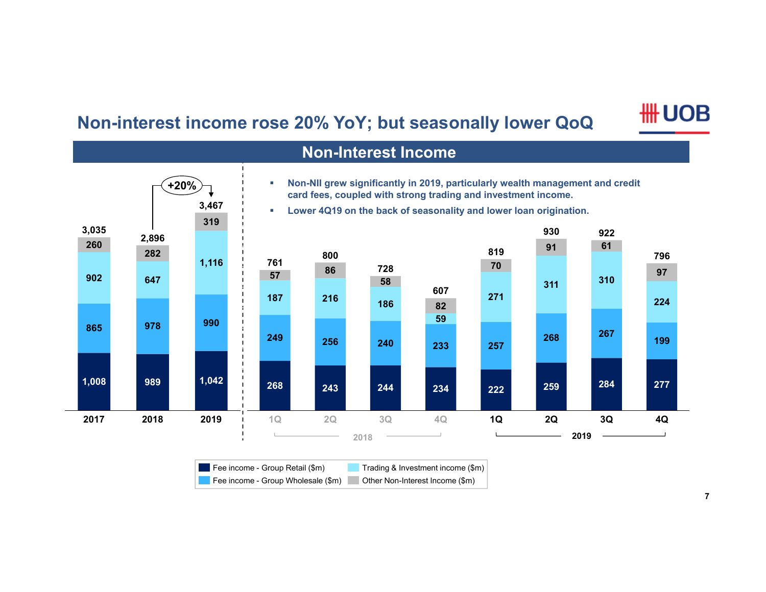# Non-interest income rose 20% YoY; but seasonally lower QoQ

## Non-Interest Income

- Non-NII grew significantly in 2019, particularly wealth management and credit card fees, coupled with strong trading and investment income.
- Lower 4Q19 on the back of seasonality and lower loan origination.

| ($m) | 2017 | 2018 | 2019 | 1Q18 | 2Q18 | 3Q18 | 4Q18 | 1Q19 | 2Q19 | 3Q19 | 4Q19 |
|---|---|---|---|---|---|---|---|---|---|---|---|
| Fee income - Group Retail | 1,008 | 989 | 1,042 | 268 | 243 | 244 | 234 | 222 | 259 | 284 | 277 |
| Fee income - Group Wholesale | 865 | 978 | 990 | 249 | 256 | 240 | 233 | 257 | 268 | 267 | 199 |
| Trading & Investment income | 902 | 647 | 1,116 | 187 | 216 | 186 | 59 | 271 | 311 | 310 | 224 |
| Other Non-Interest Income | 260 | 282 | 319 | 57 | 86 | 58 | 82 | 70 | 91 | 61 | 97 |
| Total | 3,035 | 2,896 | 3,467 | 761 | 800 | 728 | 607 | 819 | 930 | 922 | 796 |

2018 to 2019: +20%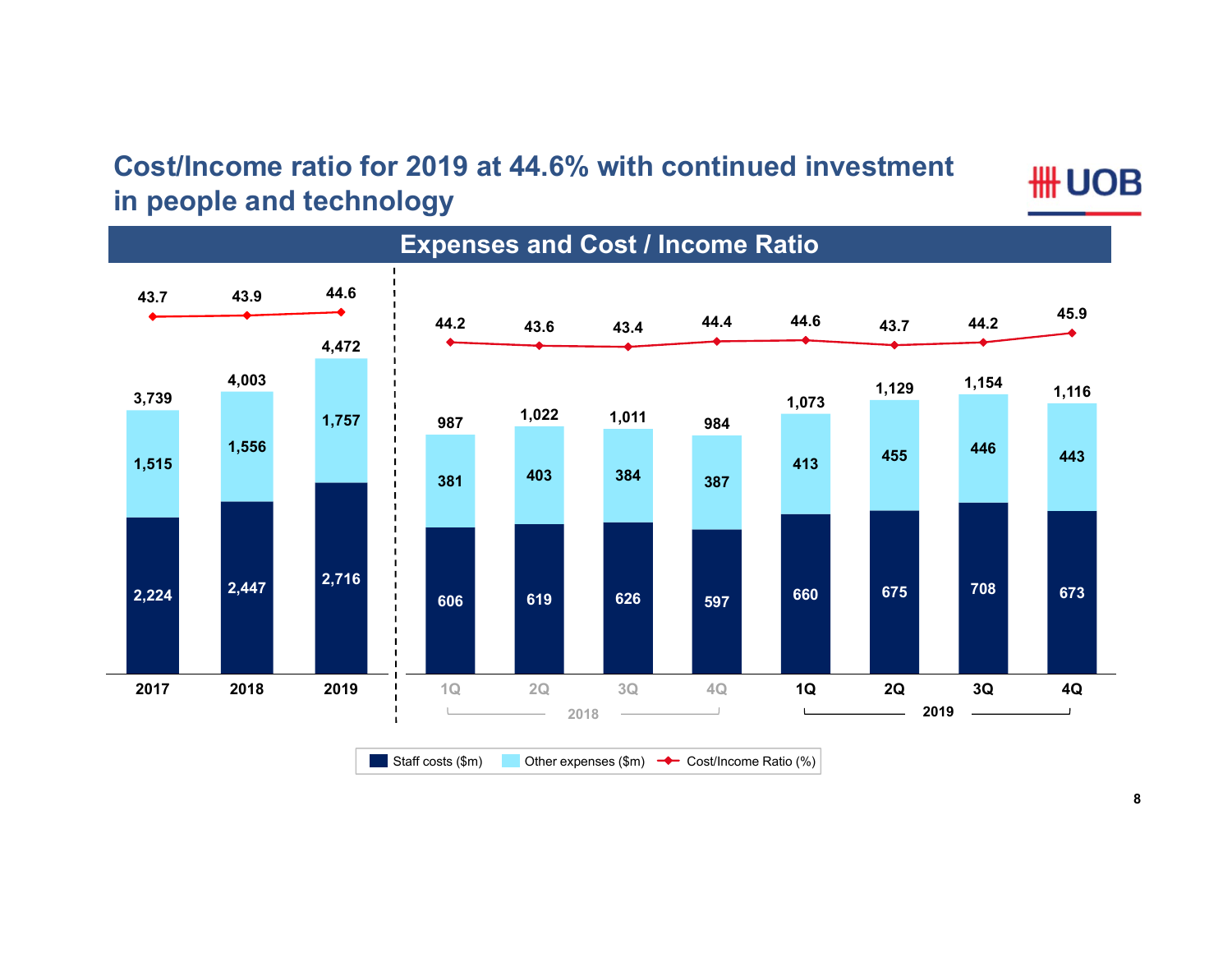# Cost/Income ratio for 2019 at 44.6% with continued investment in people and technology

## Expenses and Cost / Income Ratio

| Period | Staff costs ($m) | Other expenses ($m) | Total ($m) | Cost/Income Ratio (%) |
|---|---|---|---|---|
| 2017 | 2,224 | 1,515 | 3,739 | 43.7 |
| 2018 | 2,447 | 1,556 | 4,003 | 43.9 |
| 2019 | 2,716 | 1,757 | 4,472 | 44.6 |
| 1Q 2018 | 606 | 381 | 987 | 44.2 |
| 2Q 2018 | 619 | 403 | 1,022 | 43.6 |
| 3Q 2018 | 626 | 384 | 1,011 | 43.4 |
| 4Q 2018 | 597 | 387 | 984 | 44.4 |
| 1Q 2019 | 660 | 413 | 1,073 | 44.6 |
| 2Q 2019 | 675 | 455 | 1,129 | 43.7 |
| 3Q 2019 | 708 | 446 | 1,154 | 44.2 |
| 4Q 2019 | 673 | 443 | 1,116 | 45.9 |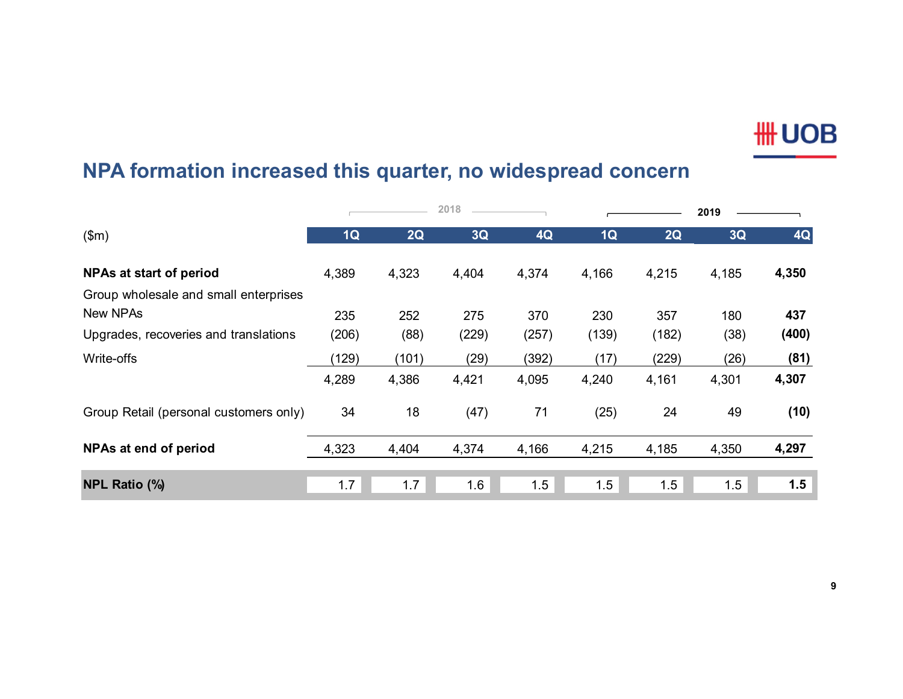## NPA formation increased this quarter, no widespread concern

| | 2018 | | | | 2019 | | | |
|---|---|---|---|---|---|---|---|---|
| ($m) | 1Q | 2Q | 3Q | 4Q | 1Q | 2Q | 3Q | 4Q |
| **NPAs at start of period** | 4,389 | 4,323 | 4,404 | 4,374 | 4,166 | 4,215 | 4,185 | **4,350** |
| Group wholesale and small enterprises | | | | | | | | |
| New NPAs | 235 | 252 | 275 | 370 | 230 | 357 | 180 | **437** |
| Upgrades, recoveries and translations | (206) | (88) | (229) | (257) | (139) | (182) | (38) | **(400)** |
| Write-offs | (129) | (101) | (29) | (392) | (17) | (229) | (26) | **(81)** |
| | 4,289 | 4,386 | 4,421 | 4,095 | 4,240 | 4,161 | 4,301 | **4,307** |
| Group Retail (personal customers only) | 34 | 18 | (47) | 71 | (25) | 24 | 49 | **(10)** |
| **NPAs at end of period** | 4,323 | 4,404 | 4,374 | 4,166 | 4,215 | 4,185 | 4,350 | **4,297** |
| **NPL Ratio (%)** | 1.7 | 1.7 | 1.6 | 1.5 | 1.5 | 1.5 | 1.5 | **1.5** |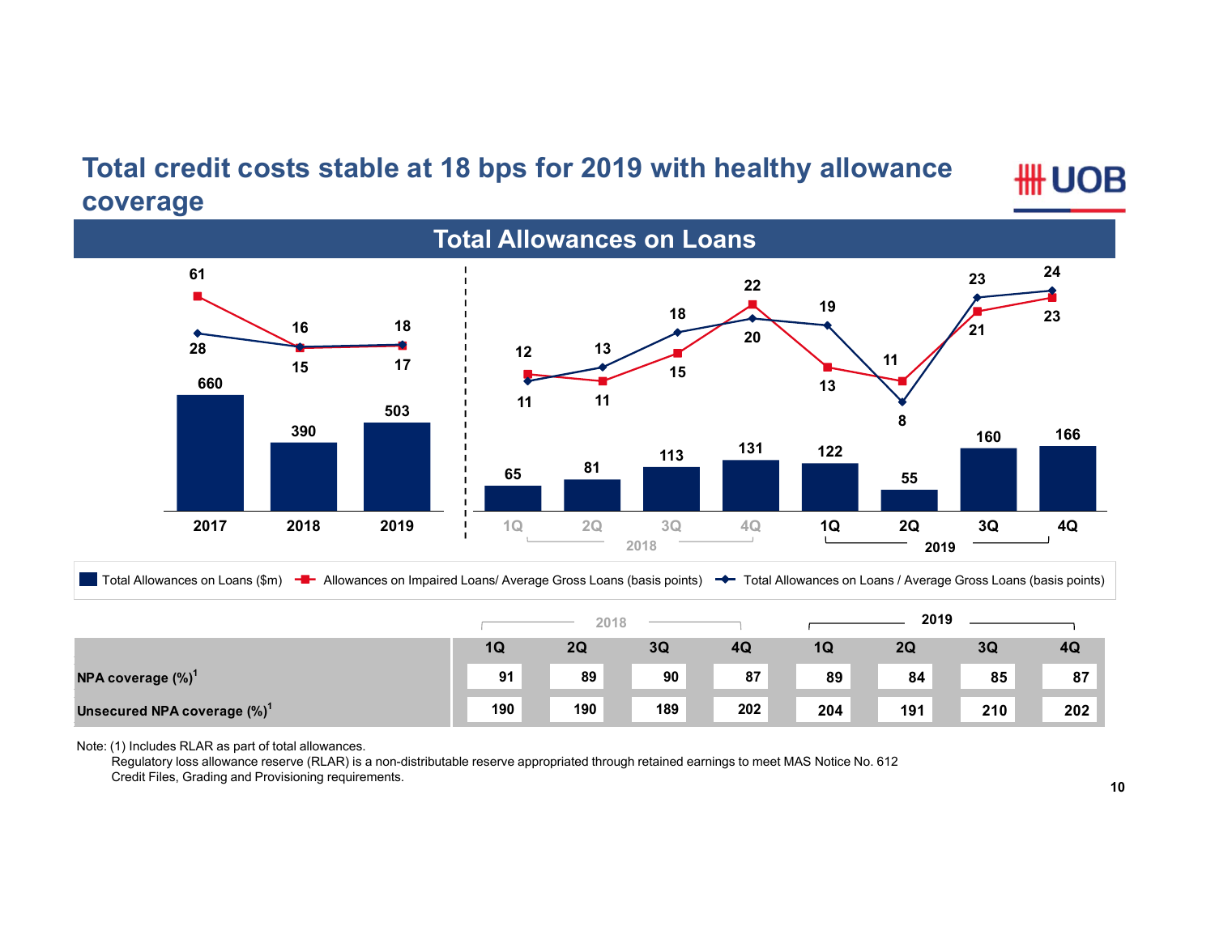# Total credit costs stable at 18 bps for 2019 with healthy allowance coverage

## Total Allowances on Loans

| | 2017 | 2018 | 2019 |
|---|---|---|---|
| Total Allowances on Loans ($m) | 660 | 390 | 503 |
| Allowances on Impaired Loans/ Average Gross Loans (basis points) | 61 | 15 | 17 |
| Total Allowances on Loans / Average Gross Loans (basis points) | 28 | 16 | 18 |

| | 2018 | | | | 2019 | | | |
|---|---|---|---|---|---|---|---|---|
| | 1Q | 2Q | 3Q | 4Q | 1Q | 2Q | 3Q | 4Q |
| Total Allowances on Loans ($m) | 65 | 81 | 113 | 131 | 122 | 55 | 160 | 166 |
| Allowances on Impaired Loans/ Average Gross Loans (basis points) | 12 | 11 | 15 | 22 | 13 | 11 | 21 | 23 |
| Total Allowances on Loans / Average Gross Loans (basis points) | 11 | 13 | 18 | 20 | 19 | 8 | 23 | 24 |

| | 2018 | | | | 2019 | | | |
|---|---|---|---|---|---|---|---|---|
| | 1Q | 2Q | 3Q | 4Q | 1Q | 2Q | 3Q | 4Q |
| NPA coverage (%)[1] | 91 | 89 | 90 | 87 | 89 | 84 | 85 | 87 |
| Unsecured NPA coverage (%)[1] | 190 | 190 | 189 | 202 | 204 | 191 | 210 | 202 |

Note: (1) Includes RLAR as part of total allowances.
Regulatory loss allowance reserve (RLAR) is a non-distributable reserve appropriated through retained earnings to meet MAS Notice No. 612 Credit Files, Grading and Provisioning requirements.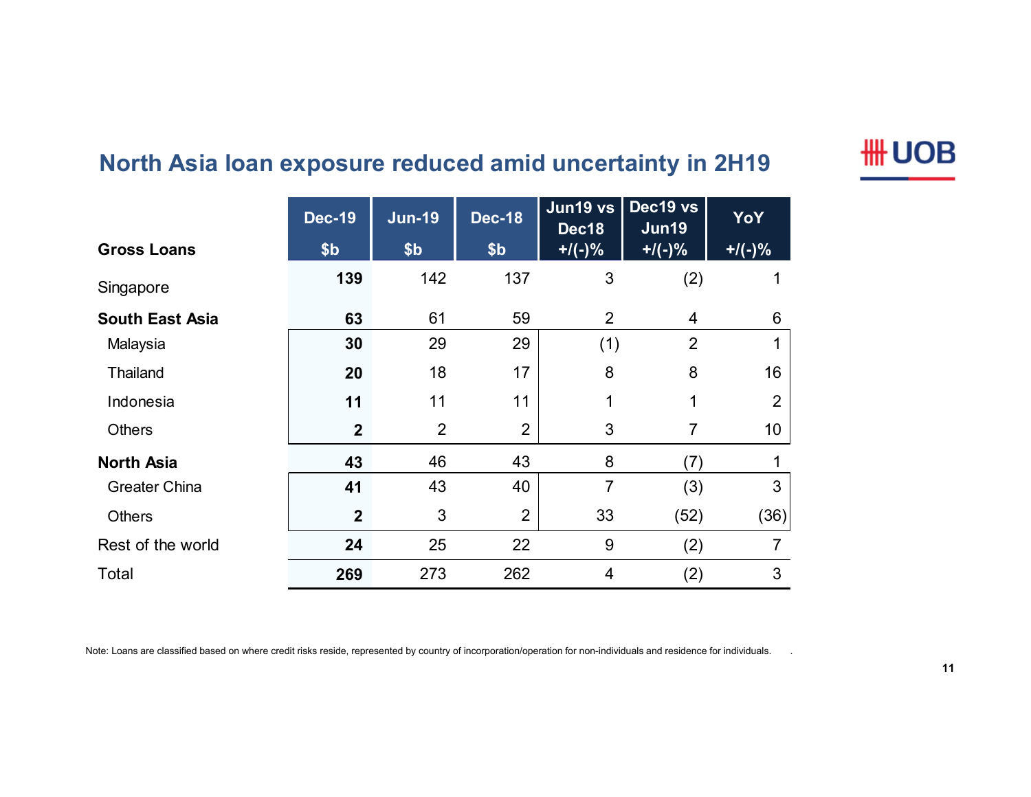## North Asia loan exposure reduced amid uncertainty in 2H19

| Gross Loans | Dec-19 $b | Jun-19 $b | Dec-18 $b | Jun19 vs Dec18 +/(-)% | Dec19 vs Jun19 +/(-)% | YoY +/(-)% |
|---|---|---|---|---|---|---|
| Singapore | **139** | 142 | 137 | 3 | (2) | 1 |
| **South East Asia** | **63** | 61 | 59 | 2 | 4 | 6 |
| Malaysia | **30** | 29 | 29 | (1) | 2 | 1 |
| Thailand | **20** | 18 | 17 | 8 | 8 | 16 |
| Indonesia | **11** | 11 | 11 | 1 | 1 | 2 |
| Others | **2** | 2 | 2 | 3 | 7 | 10 |
| **North Asia** | **43** | 46 | 43 | 8 | (7) | 1 |
| Greater China | **41** | 43 | 40 | 7 | (3) | 3 |
| Others | **2** | 3 | 2 | 33 | (52) | (36) |
| Rest of the world | **24** | 25 | 22 | 9 | (2) | 7 |
| Total | **269** | 273 | 262 | 4 | (2) | 3 |

Note: Loans are classified based on where credit risks reside, represented by country of incorporation/operation for non-individuals and residence for individuals.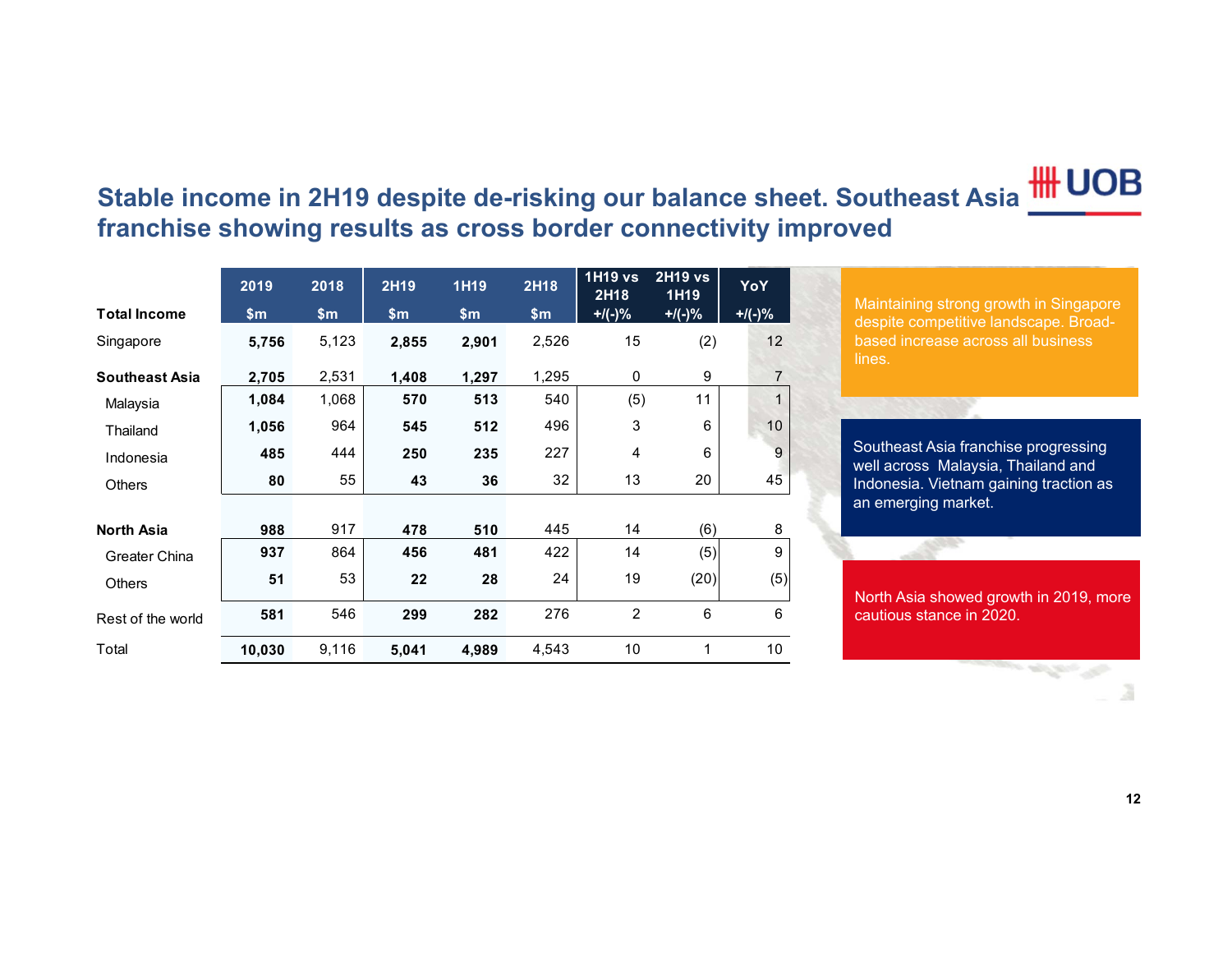# Stable income in 2H19 despite de-risking our balance sheet. Southeast Asia franchise showing results as cross border connectivity improved

| Total Income | 2019 $m | 2018 $m | 2H19 $m | 1H19 $m | 2H18 $m | 1H19 vs 2H18 +/(-)% | 2H19 vs 1H19 +/(-)% | YoY +/(-)% |
|---|---|---|---|---|---|---|---|---|
| Singapore | **5,756** | 5,123 | **2,855** | **2,901** | 2,526 | 15 | (2) | 12 |
| **Southeast Asia** | **2,705** | 2,531 | **1,408** | **1,297** | 1,295 | 0 | 9 | 7 |
| Malaysia | **1,084** | 1,068 | **570** | **513** | 540 | (5) | 11 | 1 |
| Thailand | **1,056** | 964 | **545** | **512** | 496 | 3 | 6 | 10 |
| Indonesia | **485** | 444 | **250** | **235** | 227 | 4 | 6 | 9 |
| Others | **80** | 55 | **43** | **36** | 32 | 13 | 20 | 45 |
| **North Asia** | **988** | 917 | **478** | **510** | 445 | 14 | (6) | 8 |
| Greater China | **937** | 864 | **456** | **481** | 422 | 14 | (5) | 9 |
| Others | **51** | 53 | **22** | **28** | 24 | 19 | (20) | (5) |
| Rest of the world | **581** | 546 | **299** | **282** | 276 | 2 | 6 | 6 |
| Total | **10,030** | 9,116 | **5,041** | **4,989** | 4,543 | 10 | 1 | 10 |

Maintaining strong growth in Singapore despite competitive landscape. Broad-based increase across all business lines.

Southeast Asia franchise progressing well across Malaysia, Thailand and Indonesia. Vietnam gaining traction as an emerging market.

North Asia showed growth in 2019, more cautious stance in 2020.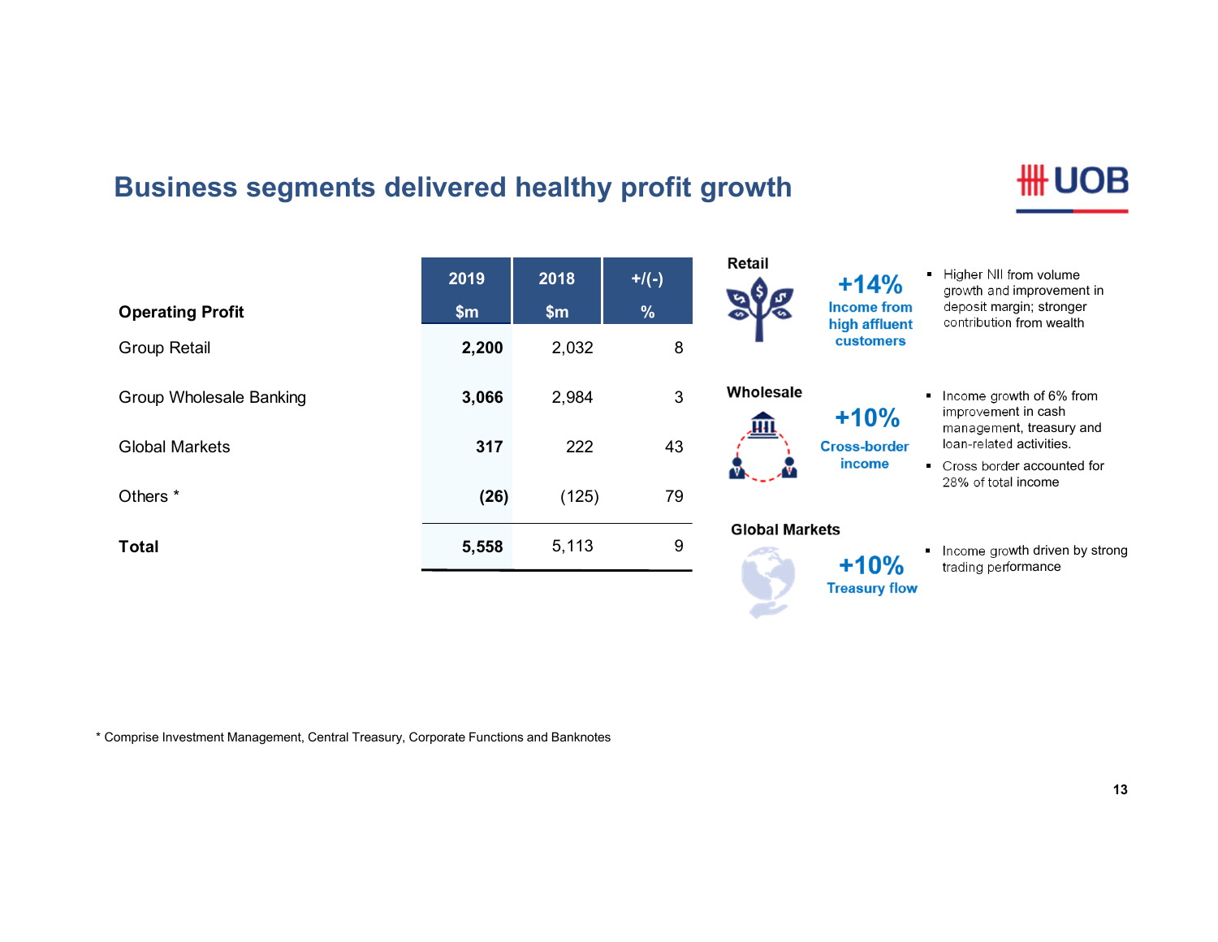# Business segments delivered healthy profit growth

| Operating Profit | 2019 $m | 2018 $m | +/(-) % |
|---|---|---|---|
| Group Retail | **2,200** | 2,032 | 8 |
| Group Wholesale Banking | **3,066** | 2,984 | 3 |
| Global Markets | **317** | 222 | 43 |
| Others * | **(26)** | (125) | 79 |
| **Total** | **5,558** | 5,113 | 9 |

**Retail**

**+14%** Income from high affluent customers

- Higher NII from volume growth and improvement in deposit margin; stronger contribution from wealth

**Wholesale**

**+10%** Cross-border income

- Income growth of 6% from improvement in cash management, treasury and loan-related activities.
- Cross border accounted for 28% of total income

**Global Markets**

**+10%** Treasury flow

- Income growth driven by strong trading performance

\* Comprise Investment Management, Central Treasury, Corporate Functions and Banknotes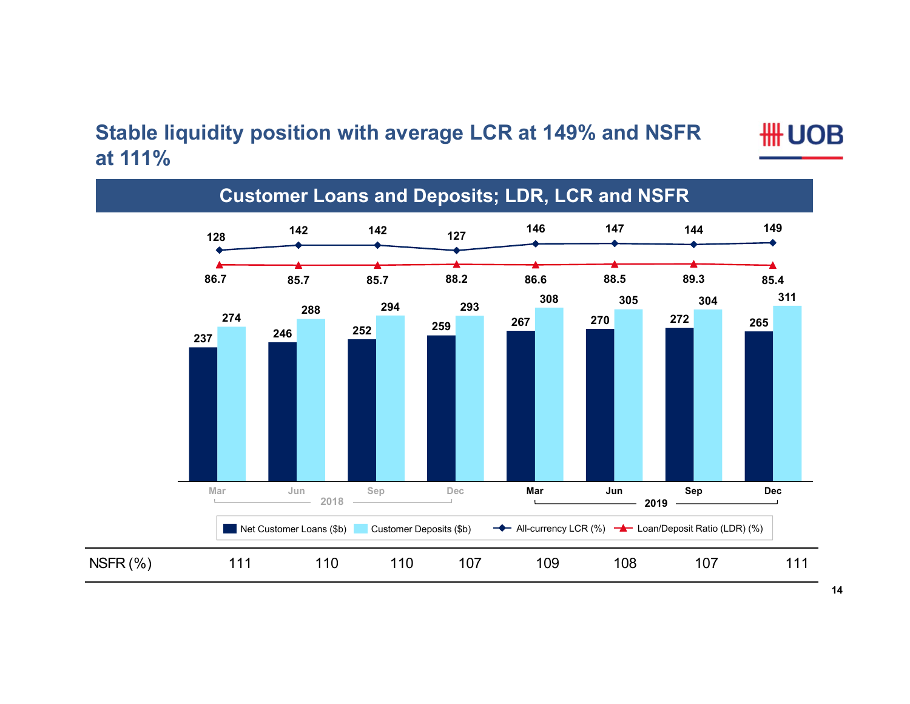# Stable liquidity position with average LCR at 149% and NSFR at 111%

## Customer Loans and Deposits; LDR, LCR and NSFR

| | 2018 Mar | 2018 Jun | 2018 Sep | 2018 Dec | 2019 Mar | 2019 Jun | 2019 Sep | 2019 Dec |
|---|---|---|---|---|---|---|---|---|
| Net Customer Loans ($b) | 237 | 246 | 252 | 259 | 267 | 270 | 272 | 265 |
| Customer Deposits ($b) | 274 | 288 | 294 | 293 | 308 | 305 | 304 | 311 |
| All-currency LCR (%) | 128 | 142 | 142 | 127 | 146 | 147 | 144 | 149 |
| Loan/Deposit Ratio (LDR) (%) | 86.7 | 85.7 | 85.7 | 88.2 | 86.6 | 88.5 | 89.3 | 85.4 |
| NSFR (%) | 111 | 110 | 110 | 107 | 109 | 108 | 107 | 111 |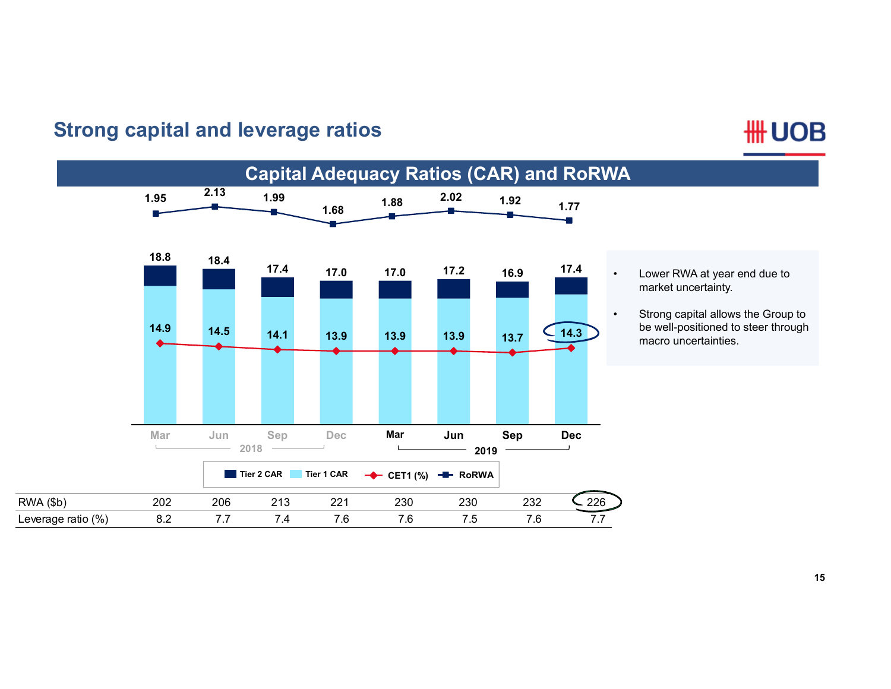# Strong capital and leverage ratios

## Capital Adequacy Ratios (CAR) and RoRWA

| | 2018 Mar | 2018 Jun | 2018 Sep | 2018 Dec | 2019 Mar | 2019 Jun | 2019 Sep | 2019 Dec |
|---|---|---|---|---|---|---|---|---|
| RoRWA | 1.95 | 2.13 | 1.99 | 1.68 | 1.88 | 2.02 | 1.92 | 1.77 |
| Total CAR (Tier 1 + Tier 2) | 18.8 | 18.4 | 17.4 | 17.0 | 17.0 | 17.2 | 16.9 | 17.4 |
| CET1 (%) | 14.9 | 14.5 | 14.1 | 13.9 | 13.9 | 13.9 | 13.7 | 14.3 |
| RWA ($b) | 202 | 206 | 213 | 221 | 230 | 230 | 232 | 226 |
| Leverage ratio (%) | 8.2 | 7.7 | 7.4 | 7.6 | 7.6 | 7.5 | 7.6 | 7.7 |

Legend: Tier 2 CAR, Tier 1 CAR, CET1 (%), RoRWA

- Lower RWA at year end due to market uncertainty.
- Strong capital allows the Group to be well-positioned to steer through macro uncertainties.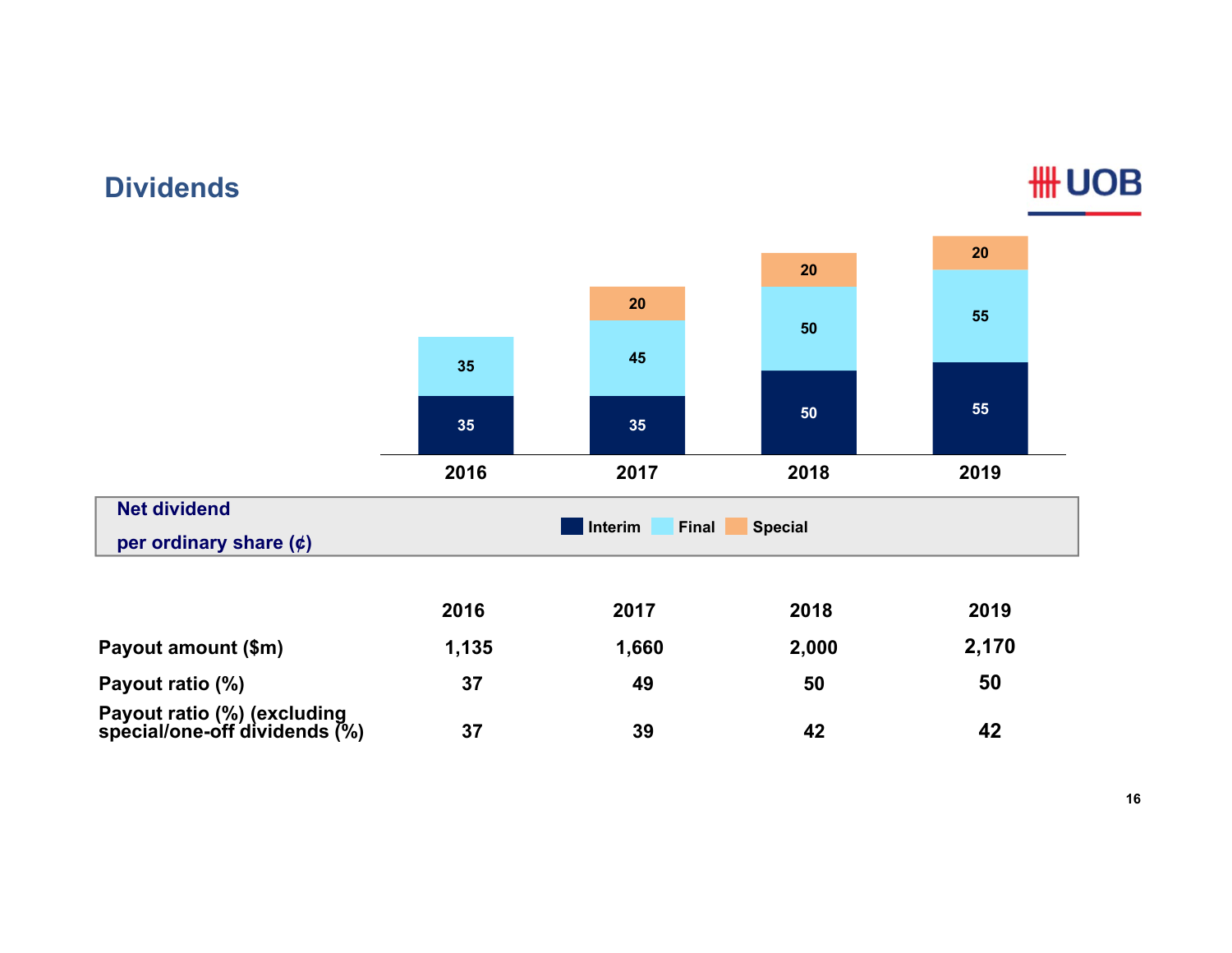# Dividends

Net dividend per ordinary share (¢)

| | 2016 | 2017 | 2018 | 2019 |
|---|---|---|---|---|
| Interim | 35 | 35 | 50 | 55 |
| Final | 35 | 45 | 50 | 55 |
| Special | | 20 | 20 | 20 |

| | 2016 | 2017 | 2018 | 2019 |
|---|---|---|---|---|
| Payout amount ($m) | 1,135 | 1,660 | 2,000 | 2,170 |
| Payout ratio (%) | 37 | 49 | 50 | 50 |
| Payout ratio (%) (excluding special/one-off dividends (%) | 37 | 39 | 42 | 42 |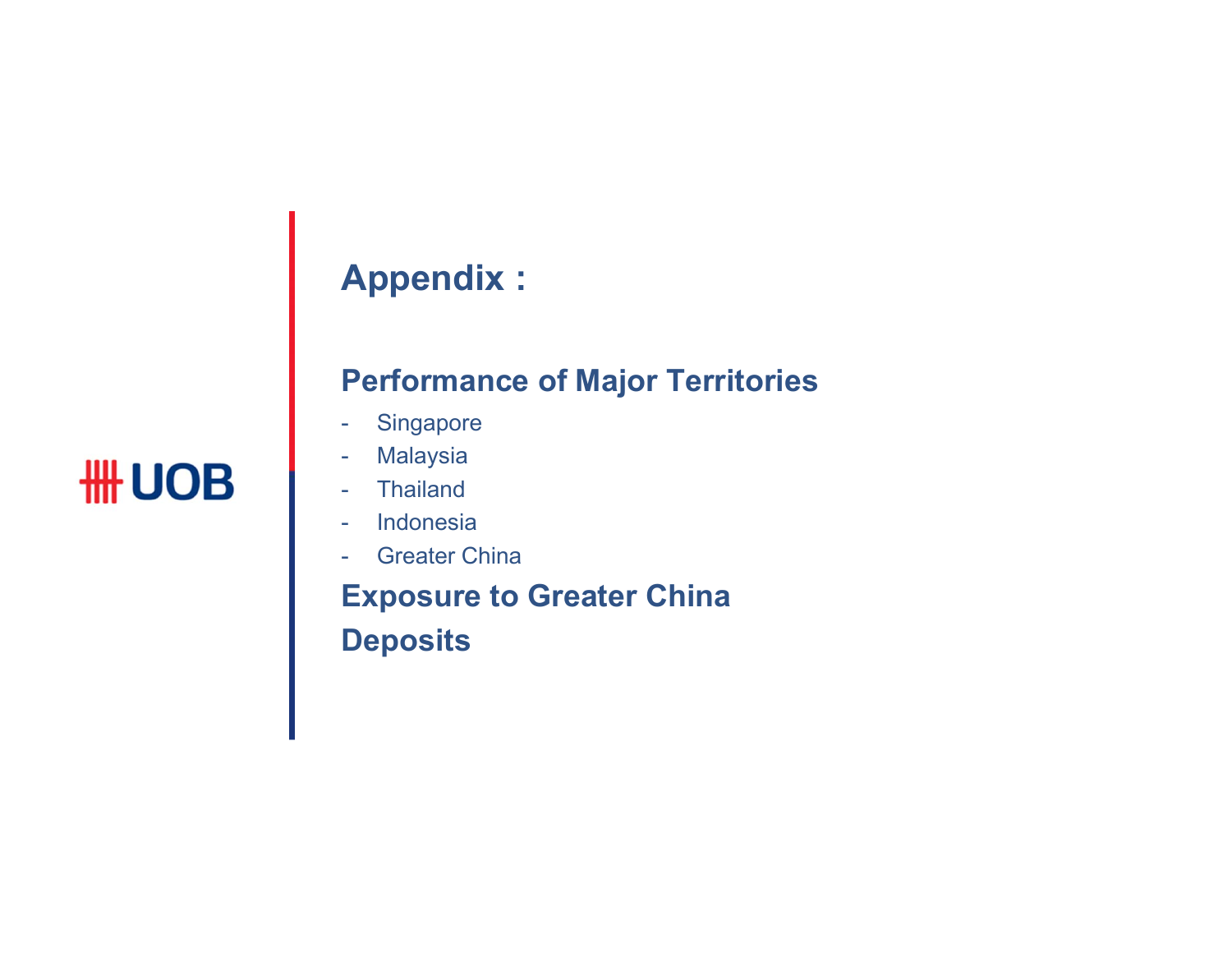UOB

# Appendix :

## Performance of Major Territories

- Singapore
- Malaysia
- Thailand
- Indonesia
- Greater China

## Exposure to Greater China

## Deposits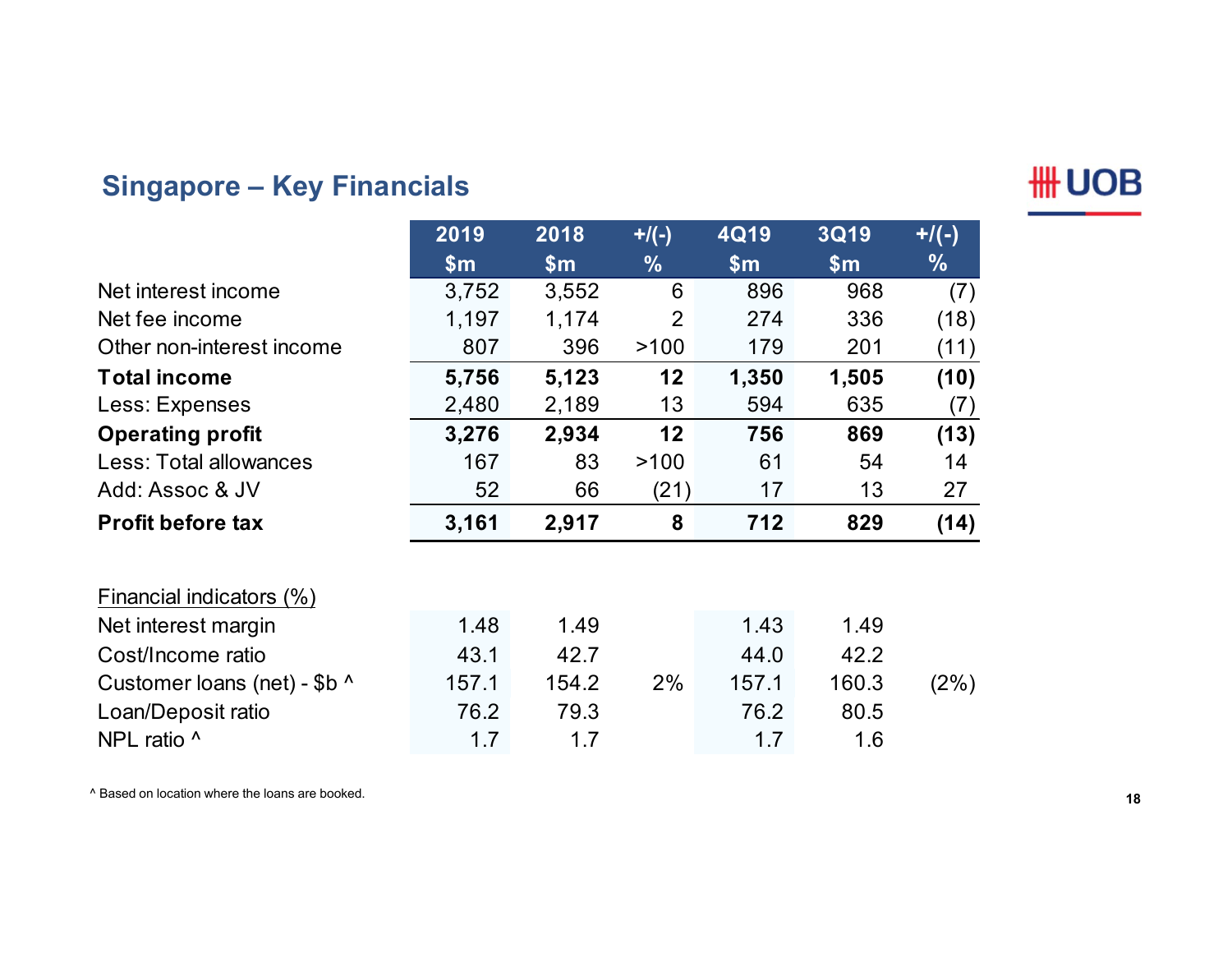## Singapore – Key Financials

UOB

| | 2019 $m | 2018 $m | +/(-) % | 4Q19 $m | 3Q19 $m | +/(-) % |
|---|---|---|---|---|---|---|
| Net interest income | 3,752 | 3,552 | 6 | 896 | 968 | (7) |
| Net fee income | 1,197 | 1,174 | 2 | 274 | 336 | (18) |
| Other non-interest income | 807 | 396 | >100 | 179 | 201 | (11) |
| **Total income** | **5,756** | **5,123** | **12** | **1,350** | **1,505** | **(10)** |
| Less: Expenses | 2,480 | 2,189 | 13 | 594 | 635 | (7) |
| **Operating profit** | **3,276** | **2,934** | **12** | **756** | **869** | **(13)** |
| Less: Total allowances | 167 | 83 | >100 | 61 | 54 | 14 |
| Add: Assoc & JV | 52 | 66 | (21) | 17 | 13 | 27 |
| **Profit before tax** | **3,161** | **2,917** | **8** | **712** | **829** | **(14)** |

| Financial indicators (%) | 2019 | 2018 | +/(-) | 4Q19 | 3Q19 | +/(-) |
|---|---|---|---|---|---|---|
| Net interest margin | 1.48 | 1.49 | | 1.43 | 1.49 | |
| Cost/Income ratio | 43.1 | 42.7 | | 44.0 | 42.2 | |
| Customer loans (net) - $b ^ | 157.1 | 154.2 | 2% | 157.1 | 160.3 | (2%) |
| Loan/Deposit ratio | 76.2 | 79.3 | | 76.2 | 80.5 | |
| NPL ratio ^ | 1.7 | 1.7 | | 1.7 | 1.6 | |

^ Based on location where the loans are booked.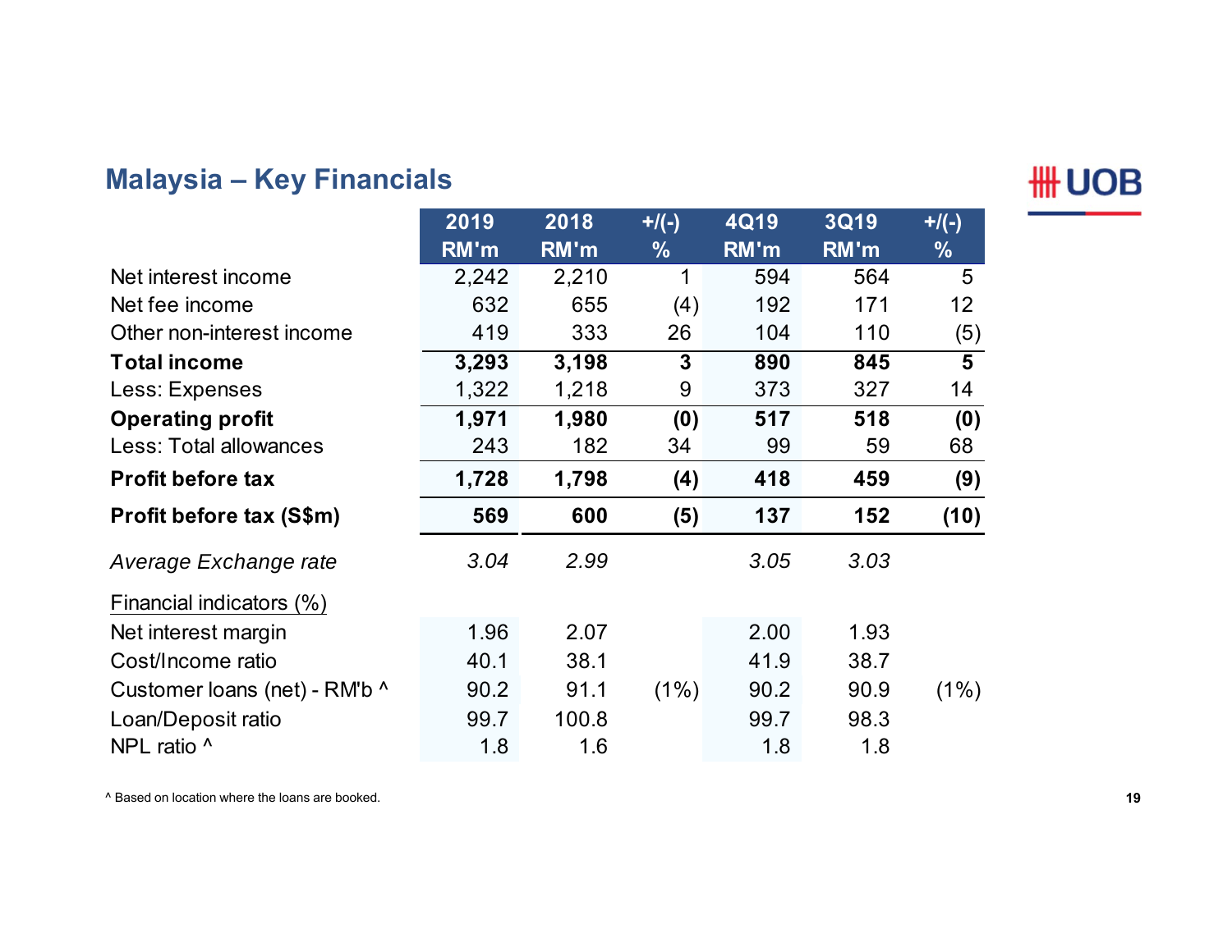## Malaysia – Key Financials

| | 2019 RM'm | 2018 RM'm | +/(-) % | 4Q19 RM'm | 3Q19 RM'm | +/(-) % |
|---|---|---|---|---|---|---|
| Net interest income | 2,242 | 2,210 | 1 | 594 | 564 | 5 |
| Net fee income | 632 | 655 | (4) | 192 | 171 | 12 |
| Other non-interest income | 419 | 333 | 26 | 104 | 110 | (5) |
| **Total income** | **3,293** | **3,198** | **3** | **890** | **845** | **5** |
| Less: Expenses | 1,322 | 1,218 | 9 | 373 | 327 | 14 |
| **Operating profit** | **1,971** | **1,980** | **(0)** | **517** | **518** | **(0)** |
| Less: Total allowances | 243 | 182 | 34 | 99 | 59 | 68 |
| **Profit before tax** | **1,728** | **1,798** | **(4)** | **418** | **459** | **(9)** |
| **Profit before tax (S$m)** | **569** | **600** | **(5)** | **137** | **152** | **(10)** |
| *Average Exchange rate* | *3.04* | *2.99* | | *3.05* | *3.03* | |
| Financial indicators (%) | | | | | | |
| Net interest margin | 1.96 | 2.07 | | 2.00 | 1.93 | |
| Cost/Income ratio | 40.1 | 38.1 | | 41.9 | 38.7 | |
| Customer loans (net) - RM'b ^ | 90.2 | 91.1 | (1%) | 90.2 | 90.9 | (1%) |
| Loan/Deposit ratio | 99.7 | 100.8 | | 99.7 | 98.3 | |
| NPL ratio ^ | 1.8 | 1.6 | | 1.8 | 1.8 | |

^ Based on location where the loans are booked.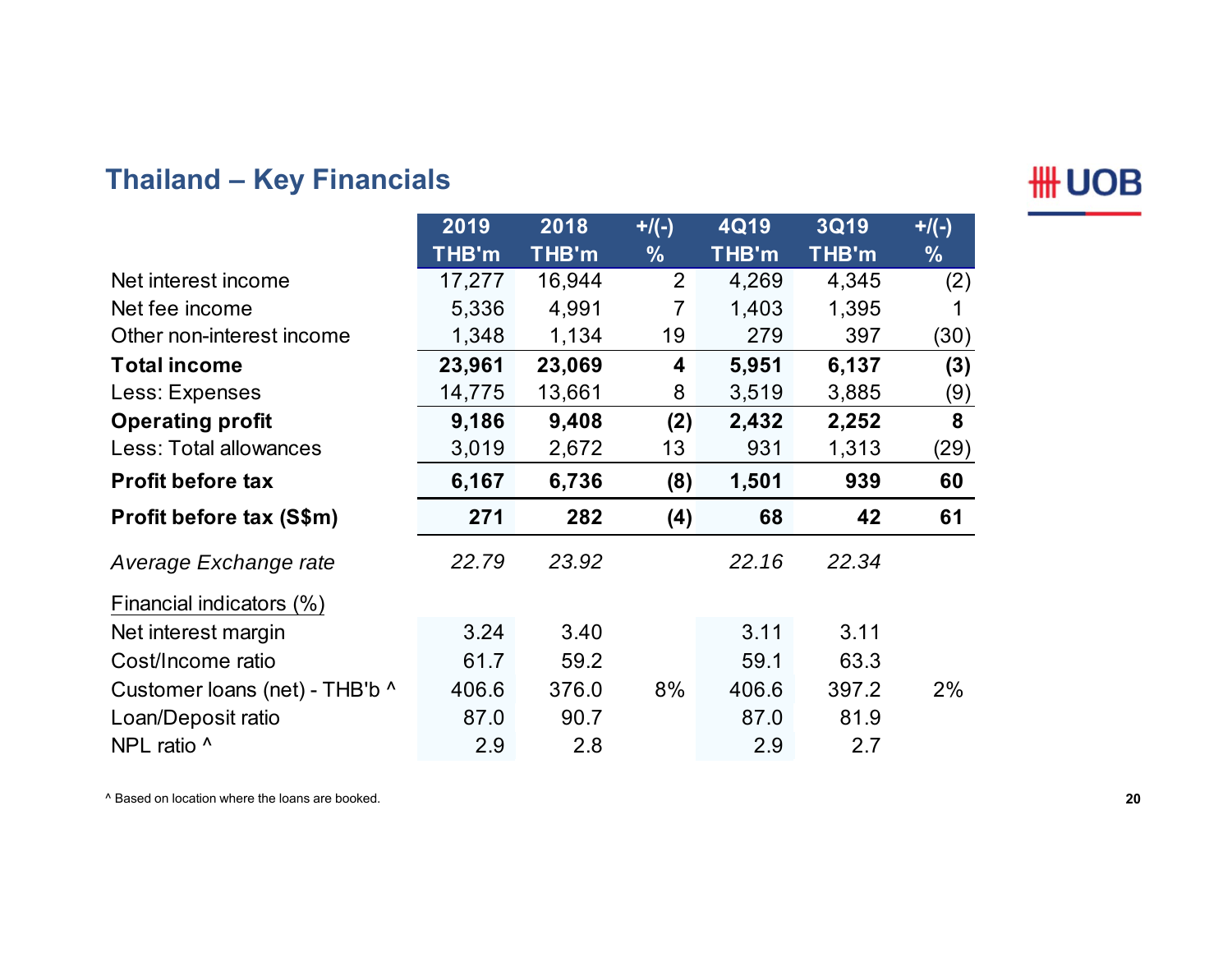# Thailand – Key Financials

| | 2019 THB'm | 2018 THB'm | +/(-) % | 4Q19 THB'm | 3Q19 THB'm | +/(-) % |
|---|---|---|---|---|---|---|
| Net interest income | 17,277 | 16,944 | 2 | 4,269 | 4,345 | (2) |
| Net fee income | 5,336 | 4,991 | 7 | 1,403 | 1,395 | 1 |
| Other non-interest income | 1,348 | 1,134 | 19 | 279 | 397 | (30) |
| **Total income** | **23,961** | **23,069** | **4** | **5,951** | **6,137** | **(3)** |
| Less: Expenses | 14,775 | 13,661 | 8 | 3,519 | 3,885 | (9) |
| **Operating profit** | **9,186** | **9,408** | **(2)** | **2,432** | **2,252** | **8** |
| Less: Total allowances | 3,019 | 2,672 | 13 | 931 | 1,313 | (29) |
| **Profit before tax** | **6,167** | **6,736** | **(8)** | **1,501** | **939** | **60** |
| **Profit before tax (S$m)** | **271** | **282** | **(4)** | **68** | **42** | **61** |
| *Average Exchange rate* | *22.79* | *23.92* | | *22.16* | *22.34* | |
| Financial indicators (%) | | | | | | |
| Net interest margin | 3.24 | 3.40 | | 3.11 | 3.11 | |
| Cost/Income ratio | 61.7 | 59.2 | | 59.1 | 63.3 | |
| Customer loans (net) - THB'b ^ | 406.6 | 376.0 | 8% | 406.6 | 397.2 | 2% |
| Loan/Deposit ratio | 87.0 | 90.7 | | 87.0 | 81.9 | |
| NPL ratio ^ | 2.9 | 2.8 | | 2.9 | 2.7 | |

^ Based on location where the loans are booked.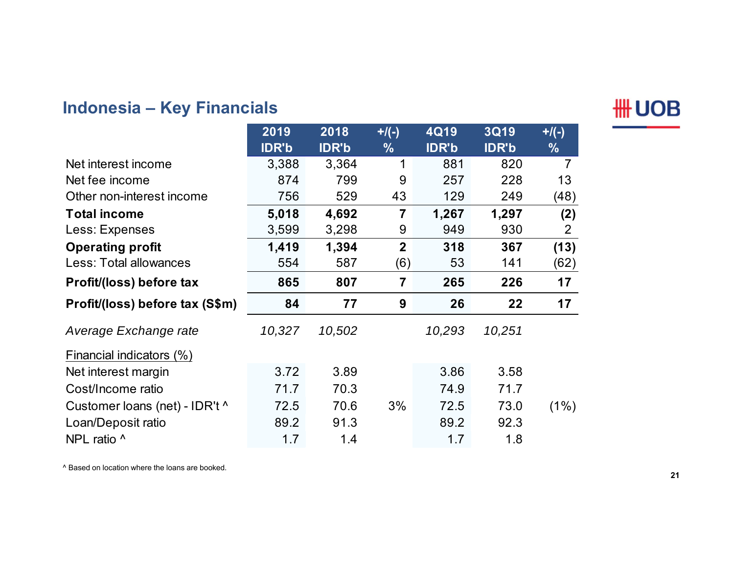## Indonesia – Key Financials

| | 2019 IDR'b | 2018 IDR'b | +/(-) % | 4Q19 IDR'b | 3Q19 IDR'b | +/(-) % |
|---|---|---|---|---|---|---|
| Net interest income | 3,388 | 3,364 | 1 | 881 | 820 | 7 |
| Net fee income | 874 | 799 | 9 | 257 | 228 | 13 |
| Other non-interest income | 756 | 529 | 43 | 129 | 249 | (48) |
| **Total income** | **5,018** | **4,692** | **7** | **1,267** | **1,297** | **(2)** |
| Less: Expenses | 3,599 | 3,298 | 9 | 949 | 930 | 2 |
| **Operating profit** | **1,419** | **1,394** | **2** | **318** | **367** | **(13)** |
| Less: Total allowances | 554 | 587 | (6) | 53 | 141 | (62) |
| **Profit/(loss) before tax** | **865** | **807** | **7** | **265** | **226** | **17** |
| **Profit/(loss) before tax (S$m)** | **84** | **77** | **9** | **26** | **22** | **17** |
| *Average Exchange rate* | *10,327* | *10,502* | | *10,293* | *10,251* | |
| Financial indicators (%) | | | | | | |
| Net interest margin | 3.72 | 3.89 | | 3.86 | 3.58 | |
| Cost/Income ratio | 71.7 | 70.3 | | 74.9 | 71.7 | |
| Customer loans (net) - IDR't ^ | 72.5 | 70.6 | 3% | 72.5 | 73.0 | (1%) |
| Loan/Deposit ratio | 89.2 | 91.3 | | 89.2 | 92.3 | |
| NPL ratio ^ | 1.7 | 1.4 | | 1.7 | 1.8 | |

^ Based on location where the loans are booked.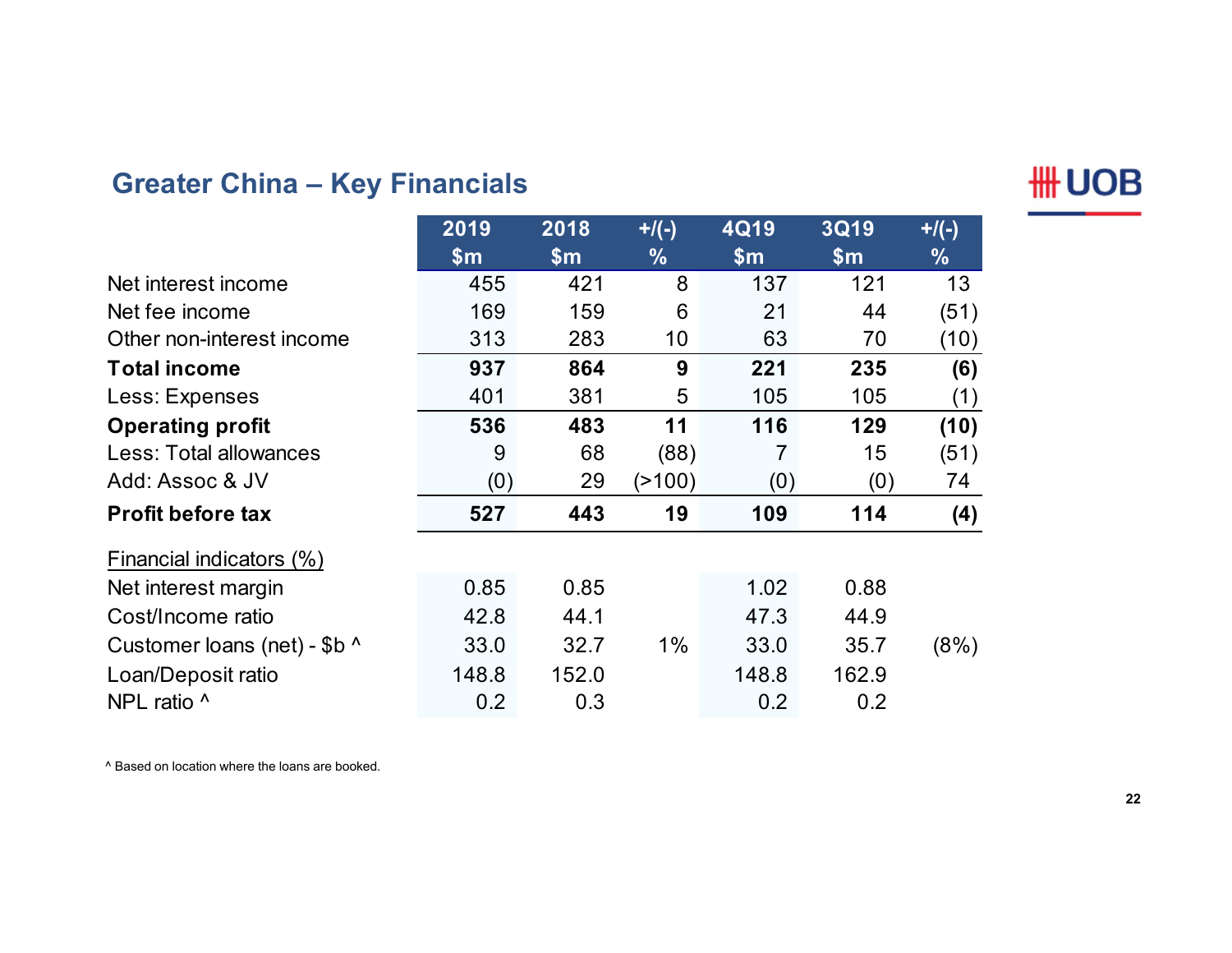## Greater China – Key Financials

| | 2019 $m | 2018 $m | +/(-) % | 4Q19 $m | 3Q19 $m | +/(-) % |
|---|---|---|---|---|---|---|
| Net interest income | 455 | 421 | 8 | 137 | 121 | 13 |
| Net fee income | 169 | 159 | 6 | 21 | 44 | (51) |
| Other non-interest income | 313 | 283 | 10 | 63 | 70 | (10) |
| **Total income** | **937** | **864** | **9** | **221** | **235** | **(6)** |
| Less: Expenses | 401 | 381 | 5 | 105 | 105 | (1) |
| **Operating profit** | **536** | **483** | **11** | **116** | **129** | **(10)** |
| Less: Total allowances | 9 | 68 | (88) | 7 | 15 | (51) |
| Add: Assoc & JV | (0) | 29 | (>100) | (0) | (0) | 74 |
| **Profit before tax** | **527** | **443** | **19** | **109** | **114** | **(4)** |
| Financial indicators (%) | | | | | | |
| Net interest margin | 0.85 | 0.85 | | 1.02 | 0.88 | |
| Cost/Income ratio | 42.8 | 44.1 | | 47.3 | 44.9 | |
| Customer loans (net) - $b ^ | 33.0 | 32.7 | 1% | 33.0 | 35.7 | (8%) |
| Loan/Deposit ratio | 148.8 | 152.0 | | 148.8 | 162.9 | |
| NPL ratio ^ | 0.2 | 0.3 | | 0.2 | 0.2 | |

^ Based on location where the loans are booked.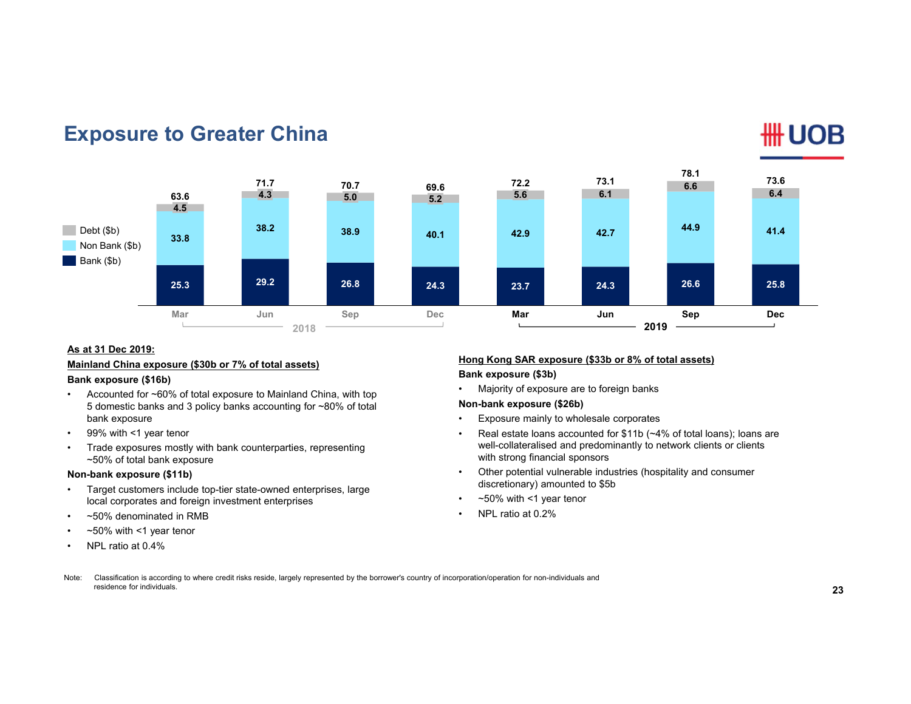# Exposure to Greater China

| | 2018 | | | | 2019 | | | |
|---|---|---|---|---|---|---|---|---|
| | Mar | Jun | Sep | Dec | Mar | Jun | Sep | Dec |
| Debt ($b) | 4.5 | 4.3 | 5.0 | 5.2 | 5.6 | 6.1 | 6.6 | 6.4 |
| Non Bank ($b) | 33.8 | 38.2 | 38.9 | 40.1 | 42.9 | 42.7 | 44.9 | 41.4 |
| Bank ($b) | 25.3 | 29.2 | 26.8 | 24.3 | 23.7 | 24.3 | 26.6 | 25.8 |
| Total | 63.6 | 71.7 | 70.7 | 69.6 | 72.2 | 73.1 | 78.1 | 73.6 |

**As at 31 Dec 2019:**

**Mainland China exposure ($30b or 7% of total assets)**

**Bank exposure ($16b)**

- Accounted for ~60% of total exposure to Mainland China, with top 5 domestic banks and 3 policy banks accounting for ~80% of total bank exposure
- 99% with <1 year tenor
- Trade exposures mostly with bank counterparties, representing ~50% of total bank exposure

**Non-bank exposure ($11b)**

- Target customers include top-tier state-owned enterprises, large local corporates and foreign investment enterprises
- ~50% denominated in RMB
- ~50% with <1 year tenor
- NPL ratio at 0.4%

**Hong Kong SAR exposure ($33b or 8% of total assets)**

**Bank exposure ($3b)**

- Majority of exposure are to foreign banks

**Non-bank exposure ($26b)**

- Exposure mainly to wholesale corporates
- Real estate loans accounted for $11b (~4% of total loans); loans are well-collateralised and predominantly to network clients or clients with strong financial sponsors
- Other potential vulnerable industries (hospitality and consumer discretionary) amounted to $5b
- ~50% with <1 year tenor
- NPL ratio at 0.2%

Note: Classification is according to where credit risks reside, largely represented by the borrower's country of incorporation/operation for non-individuals and residence for individuals.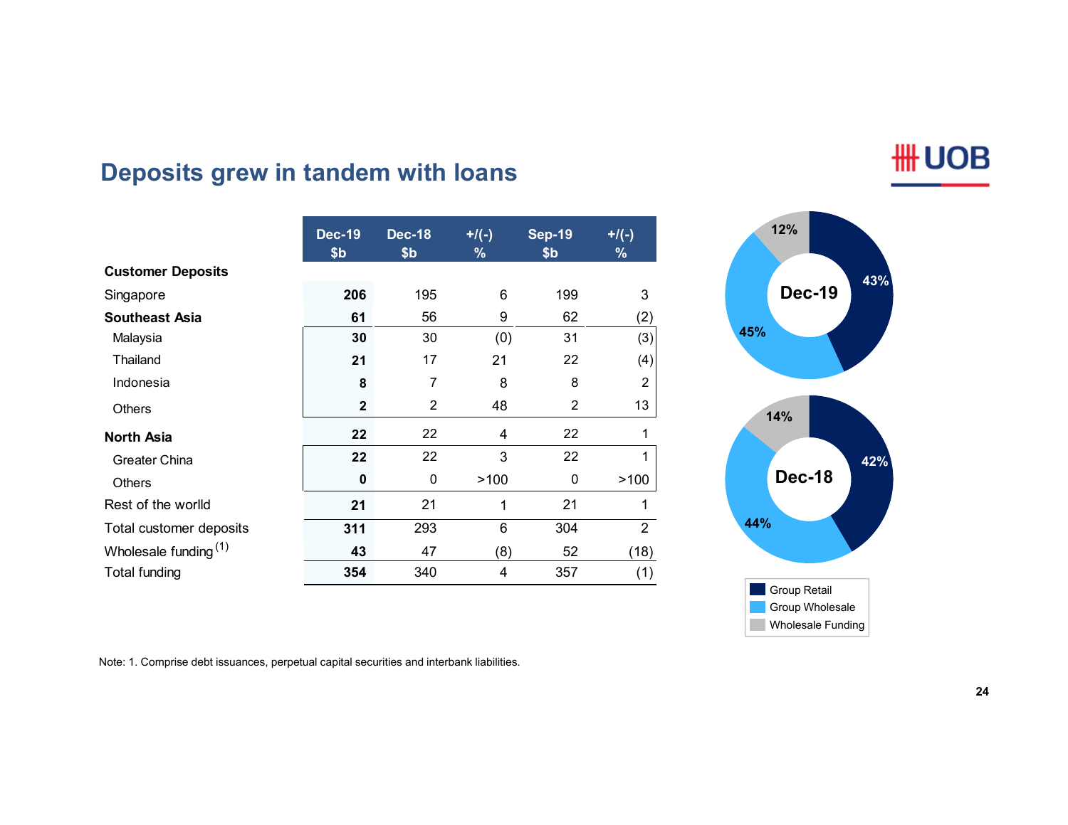# Deposits grew in tandem with loans

| | Dec-19 $b | Dec-18 $b | +/(-) % | Sep-19 $b | +/(-) % |
|---|---|---|---|---|---|
| **Customer Deposits** | | | | | |
| Singapore | **206** | 195 | 6 | 199 | 3 |
| **Southeast Asia** | **61** | 56 | 9 | 62 | (2) |
| Malaysia | **30** | 30 | (0) | 31 | (3) |
| Thailand | **21** | 17 | 21 | 22 | (4) |
| Indonesia | **8** | 7 | 8 | 8 | 2 |
| Others | **2** | 2 | 48 | 2 | 13 |
| **North Asia** | **22** | 22 | 4 | 22 | 1 |
| Greater China | **22** | 22 | 3 | 22 | 1 |
| Others | **0** | 0 | >100 | 0 | >100 |
| Rest of the worlld | **21** | 21 | 1 | 21 | 1 |
| Total customer deposits | **311** | 293 | 6 | 304 | 2 |
| Wholesale funding [1] | **43** | 47 | (8) | 52 | (18) |
| Total funding | **354** | 340 | 4 | 357 | (1) |

Dec-19
12%
43%
45%

Dec-18
14%
42%
44%

Group Retail
Group Wholesale
Wholesale Funding

Note: 1. Comprise debt issuances, perpetual capital securities and interbank liabilities.